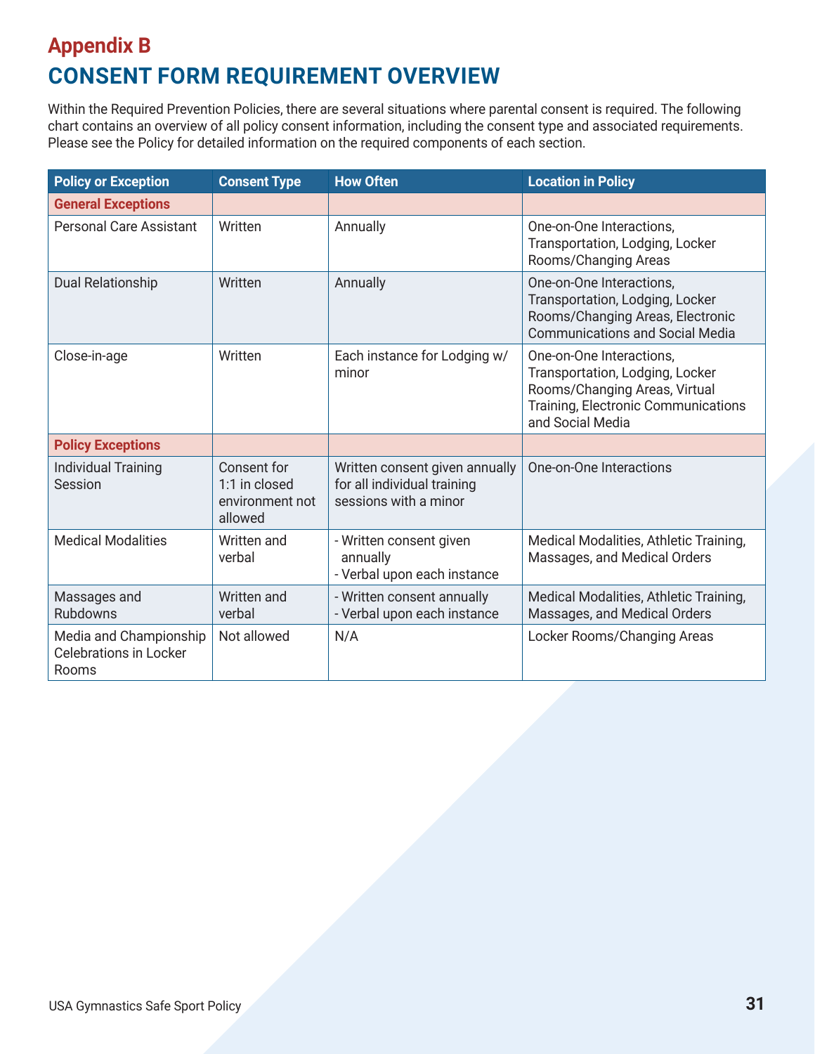## Appendix B

# CONSENT FORM REQUIREMENT OVERVIEW

Within the Required Prevention Policies, there are several situations where parental consent is required. The following chart contains an overview of all policy consent information, including the consent type and associated requirements. Please see the Policy for detailed information on the required components of each section.

| Policy or Exception | Consent Type | How Often | Location in Policy |
|---|---|---|---|
| **General Exceptions** | | | |
| Personal Care Assistant | Written | Annually | One-on-One Interactions, Transportation, Lodging, Locker Rooms/Changing Areas |
| Dual Relationship | Written | Annually | One-on-One Interactions, Transportation, Lodging, Locker Rooms/Changing Areas, Electronic Communications and Social Media |
| Close-in-age | Written | Each instance for Lodging w/ minor | One-on-One Interactions, Transportation, Lodging, Locker Rooms/Changing Areas, Virtual Training, Electronic Communications and Social Media |
| **Policy Exceptions** | | | |
| Individual Training Session | Consent for 1:1 in closed environment not allowed | Written consent given annually for all individual training sessions with a minor | One-on-One Interactions |
| Medical Modalities | Written and verbal | - Written consent given annually<br>- Verbal upon each instance | Medical Modalities, Athletic Training, Massages, and Medical Orders |
| Massages and Rubdowns | Written and verbal | - Written consent annually<br>- Verbal upon each instance | Medical Modalities, Athletic Training, Massages, and Medical Orders |
| Media and Championship Celebrations in Locker Rooms | Not allowed | N/A | Locker Rooms/Changing Areas |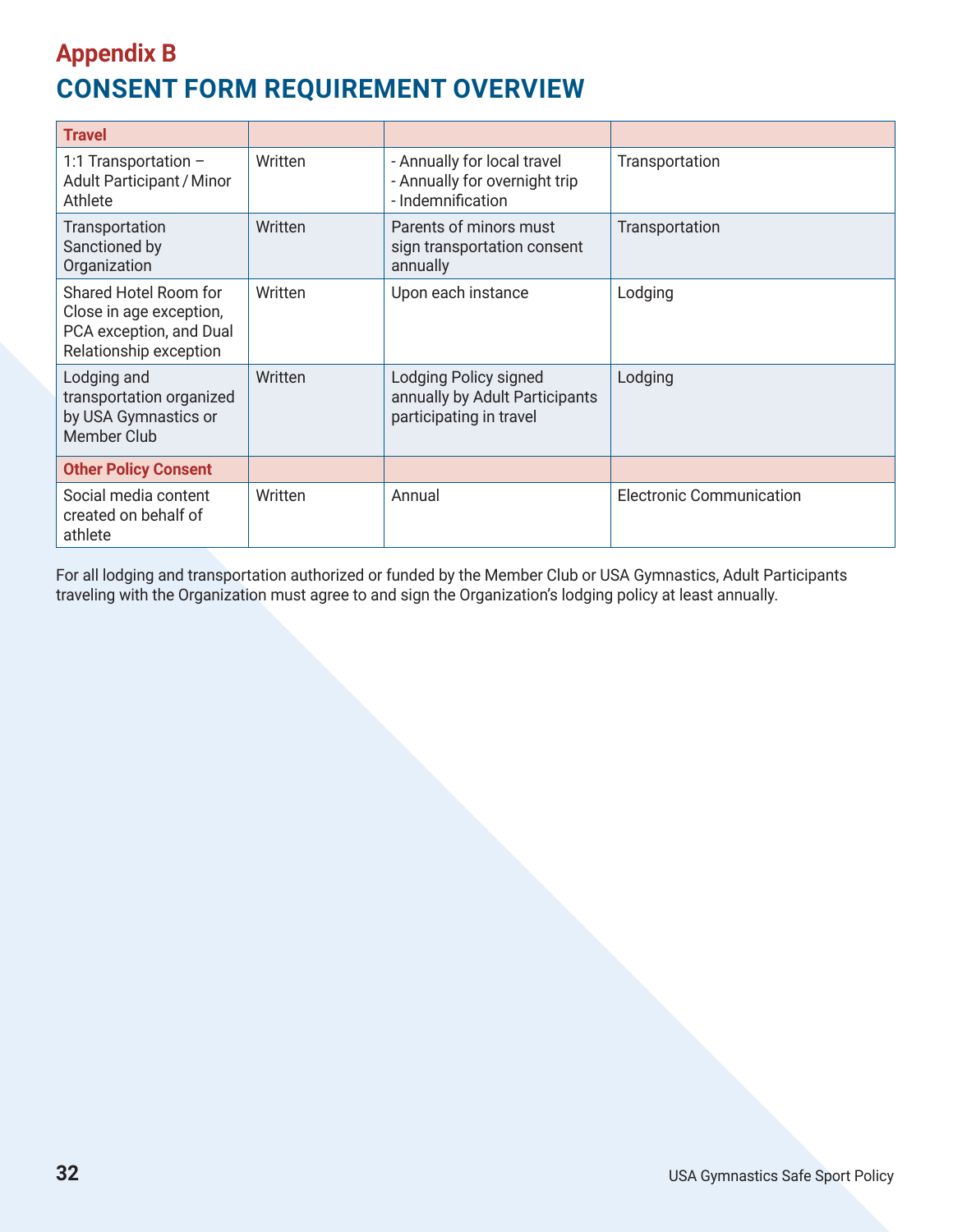## Appendix B

# CONSENT FORM REQUIREMENT OVERVIEW

| | | | |
|---|---|---|---|
| **Travel** | | | |
| 1:1 Transportation – Adult Participant / Minor Athlete | Written | - Annually for local travel<br>- Annually for overnight trip<br>- Indemnification | Transportation |
| Transportation Sanctioned by Organization | Written | Parents of minors must sign transportation consent annually | Transportation |
| Shared Hotel Room for Close in age exception, PCA exception, and Dual Relationship exception | Written | Upon each instance | Lodging |
| Lodging and transportation organized by USA Gymnastics or Member Club | Written | Lodging Policy signed annually by Adult Participants participating in travel | Lodging |
| **Other Policy Consent** | | | |
| Social media content created on behalf of athlete | Written | Annual | Electronic Communication |

For all lodging and transportation authorized or funded by the Member Club or USA Gymnastics, Adult Participants traveling with the Organization must agree to and sign the Organization's lodging policy at least annually.